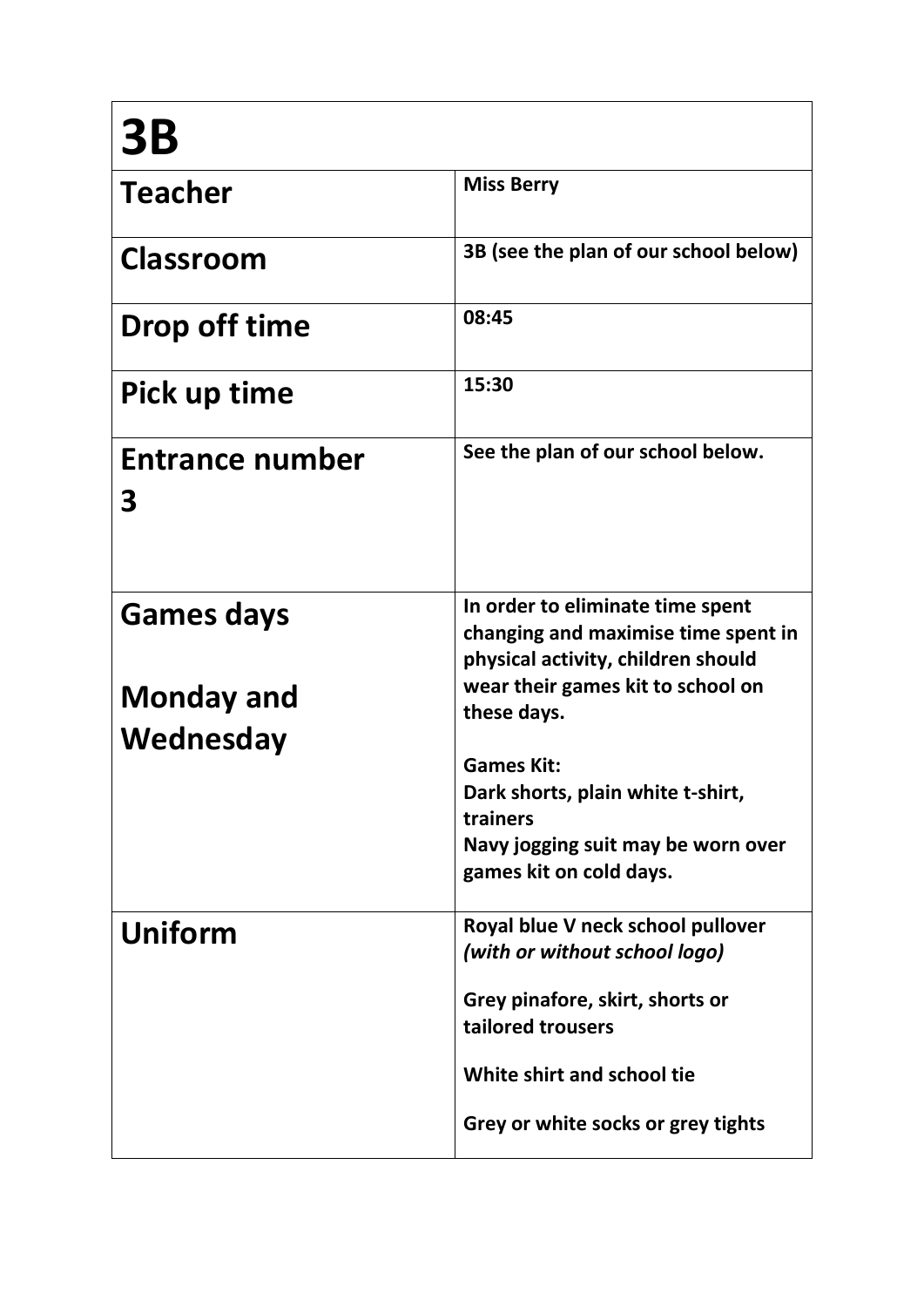| 3B | |
|---|---|
| **Teacher** | **Miss Berry** |
| **Classroom** | **3B (see the plan of our school below)** |
| **Drop off time** | **08:45** |
| **Pick up time** | **15:30** |
| **Entrance number 3** | **See the plan of our school below.** |
| **Games days**<br><br>**Monday and Wednesday** | **In order to eliminate time spent changing and maximise time spent in physical activity, children should wear their games kit to school on these days.**<br><br>**Games Kit:**<br>**Dark shorts, plain white t-shirt, trainers**<br>**Navy jogging suit may be worn over games kit on cold days.** |
| **Uniform** | **Royal blue V neck school pullover** ***(with or without school logo)***<br><br>**Grey pinafore, skirt, shorts or tailored trousers**<br><br>**White shirt and school tie**<br><br>**Grey or white socks or grey tights** |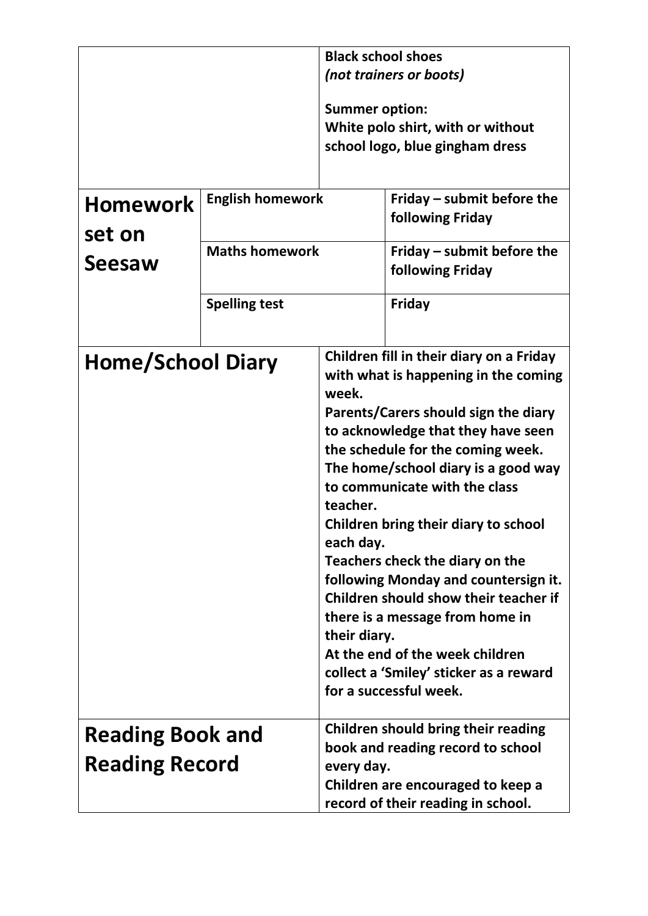| | | | |
|---|---|---|---|
| | | **Black school shoes**<br>***(not trainers or boots)***<br><br>**Summer option:**<br>**White polo shirt, with or without school logo, blue gingham dress** | |
| **Homework set on Seesaw** | **English homework** | | **Friday – submit before the following Friday** |
| | **Maths homework** | | **Friday – submit before the following Friday** |
| | **Spelling test** | | **Friday** |
| **Home/School Diary** | | **Children fill in their diary on a Friday with what is happening in the coming week.**<br>**Parents/Carers should sign the diary to acknowledge that they have seen the schedule for the coming week.**<br>**The home/school diary is a good way to communicate with the class teacher.**<br>**Children bring their diary to school each day.**<br>**Teachers check the diary on the following Monday and countersign it.**<br>**Children should show their teacher if there is a message from home in their diary.**<br>**At the end of the week children collect a 'Smiley' sticker as a reward for a successful week.** | |
| **Reading Book and Reading Record** | | **Children should bring their reading book and reading record to school every day.**<br>**Children are encouraged to keep a record of their reading in school.** | |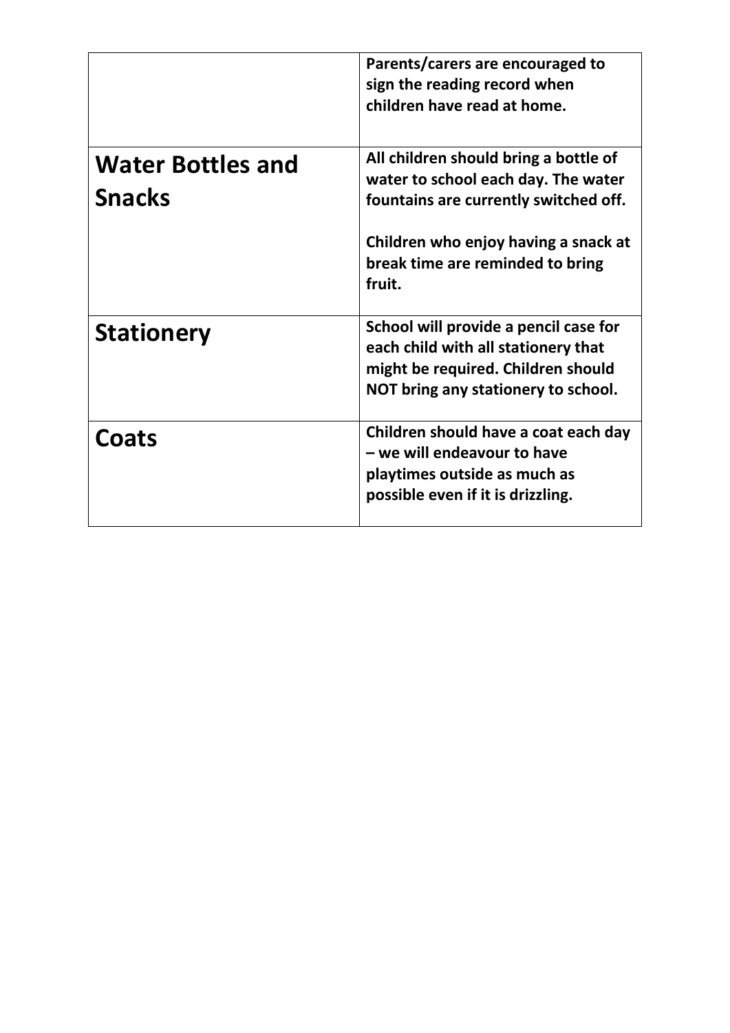| | |
|---|---|
| | **Parents/carers are encouraged to sign the reading record when children have read at home.** |
| **Water Bottles and Snacks** | **All children should bring a bottle of water to school each day. The water fountains are currently switched off.**<br><br>**Children who enjoy having a snack at break time are reminded to bring fruit.** |
| **Stationery** | **School will provide a pencil case for each child with all stationery that might be required. Children should NOT bring any stationery to school.** |
| **Coats** | **Children should have a coat each day – we will endeavour to have playtimes outside as much as possible even if it is drizzling.** |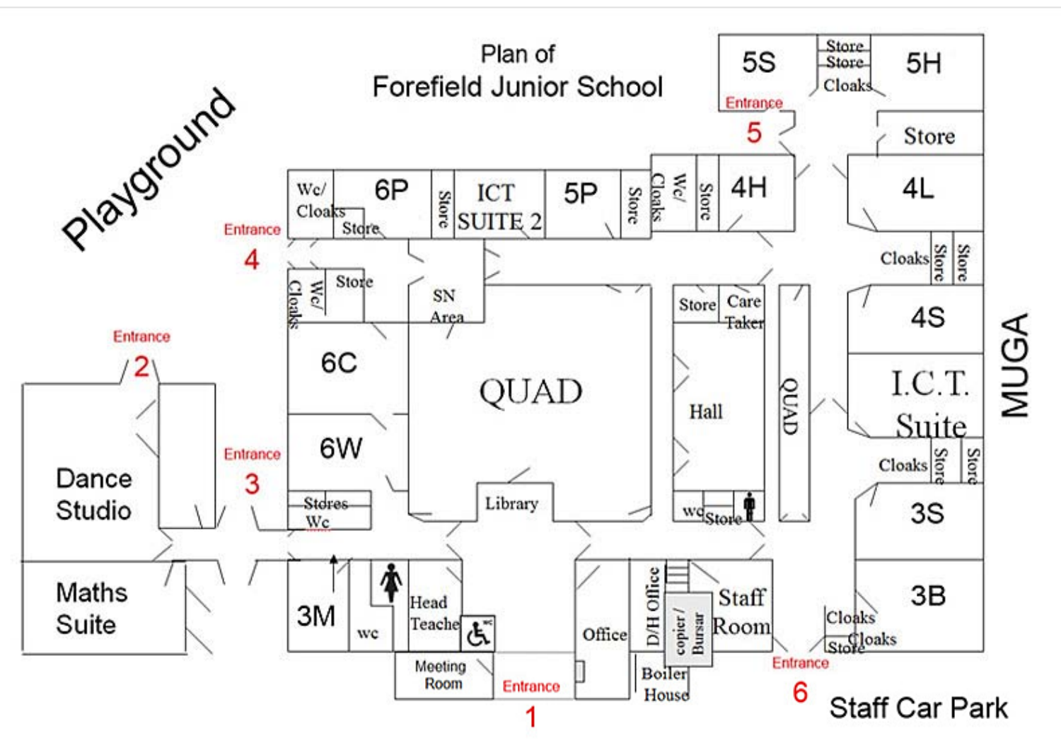# Plan of Forefield Junior School

Playground

MUGA

Staff Car Park

Entrance 1

Entrance 2

Entrance 3

Entrance 4

Entrance 5

Entrance 6

5S

Store

Store

Cloaks

5H

Store

4H

4L

Cloaks

Store

Store

4S

I.C.T. Suite

Cloaks

Store

Store

3S

3B

Cloaks

Cloaks

Store

Wc/ Cloaks

Store

6P

Store

ICT SUITE 2

5P

Store

Wc/ Cloaks

Store

Wc/ Cloaks

Store

SN Area

6C

6W

Stores

Wc

QUAD

Library

Store

Care Taker

Hall

wc

Store

QUAD

Dance Studio

Maths Suite

3M

wc

Head Teacher

Meeting Room

Office

D/H Office

copier / Bursar

Staff Room

Boiler House